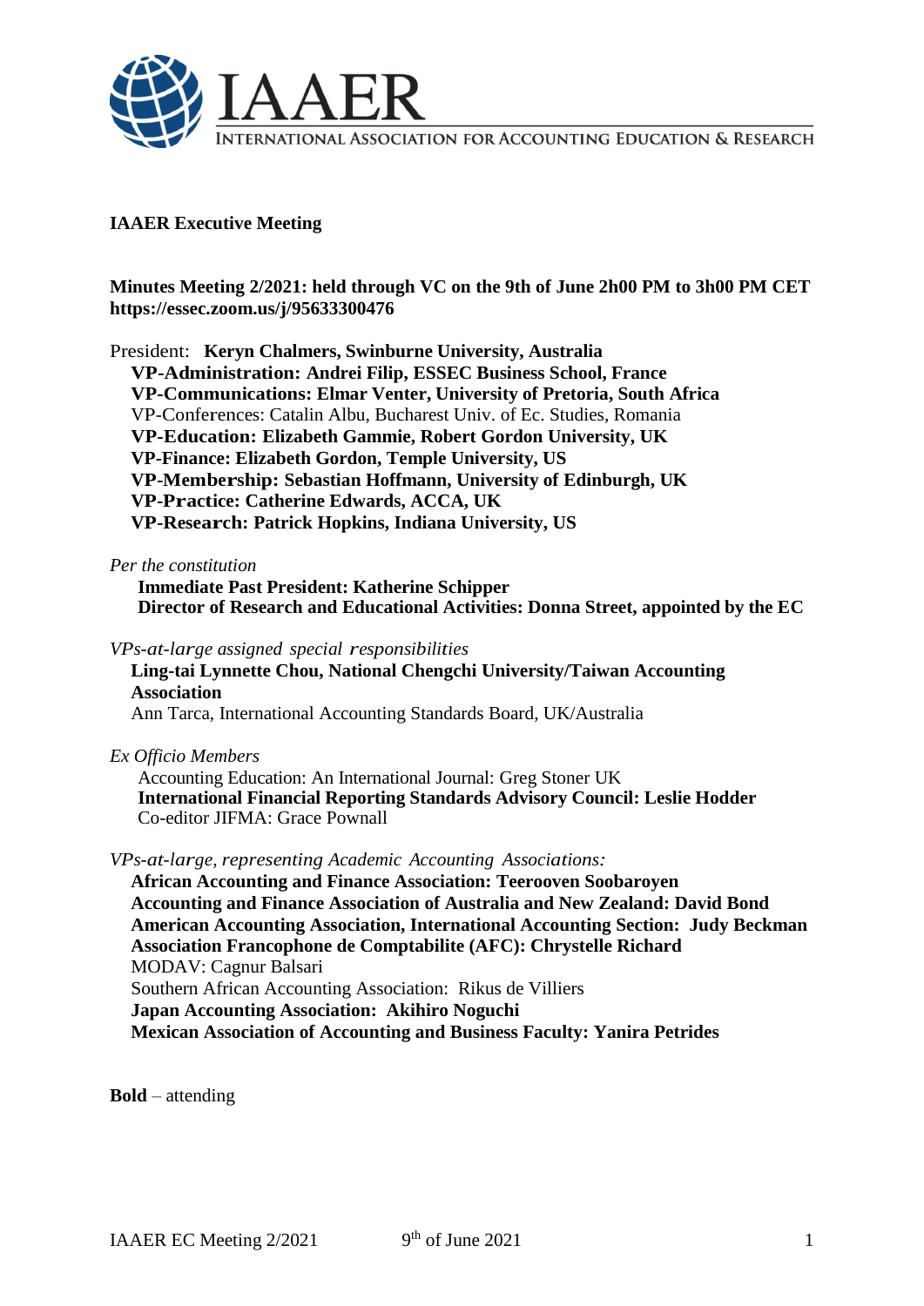IAAER

INTERNATIONAL ASSOCIATION FOR ACCOUNTING EDUCATION & RESEARCH

**IAAER Executive Meeting**

**Minutes Meeting 2/2021: held through VC on the 9th of June 2h00 PM to 3h00 PM CET https://essec.zoom.us/j/95633300476**

President: **Keryn Chalmers, Swinburne University, Australia**
**VP-Administration: Andrei Filip, ESSEC Business School, France**
**VP-Communications: Elmar Venter, University of Pretoria, South Africa**
VP-Conferences: Catalin Albu, Bucharest Univ. of Ec. Studies, Romania
**VP-Education: Elizabeth Gammie, Robert Gordon University, UK**
**VP-Finance: Elizabeth Gordon, Temple University, US**
**VP-Membership: Sebastian Hoffmann, University of Edinburgh, UK**
**VP-Practice: Catherine Edwards, ACCA, UK**
**VP-Research: Patrick Hopkins, Indiana University, US**

*Per the constitution*
**Immediate Past President: Katherine Schipper**
**Director of Research and Educational Activities: Donna Street, appointed by the EC**

*VPs-at-large assigned special responsibilities*
**Ling-tai Lynnette Chou, National Chengchi University/Taiwan Accounting Association**
Ann Tarca, International Accounting Standards Board, UK/Australia

*Ex Officio Members*
Accounting Education: An International Journal: Greg Stoner UK
**International Financial Reporting Standards Advisory Council: Leslie Hodder**
Co-editor JIFMA: Grace Pownall

*VPs-at-large, representing Academic Accounting Associations:*
**African Accounting and Finance Association: Teerooven Soobaroyen**
**Accounting and Finance Association of Australia and New Zealand: David Bond**
**American Accounting Association, International Accounting Section: Judy Beckman**
**Association Francophone de Comptabilite (AFC): Chrystelle Richard**
MODAV: Cagnur Balsari
Southern African Accounting Association: Rikus de Villiers
**Japan Accounting Association: Akihiro Noguchi**
**Mexican Association of Accounting and Business Faculty: Yanira Petrides**

**Bold** – attending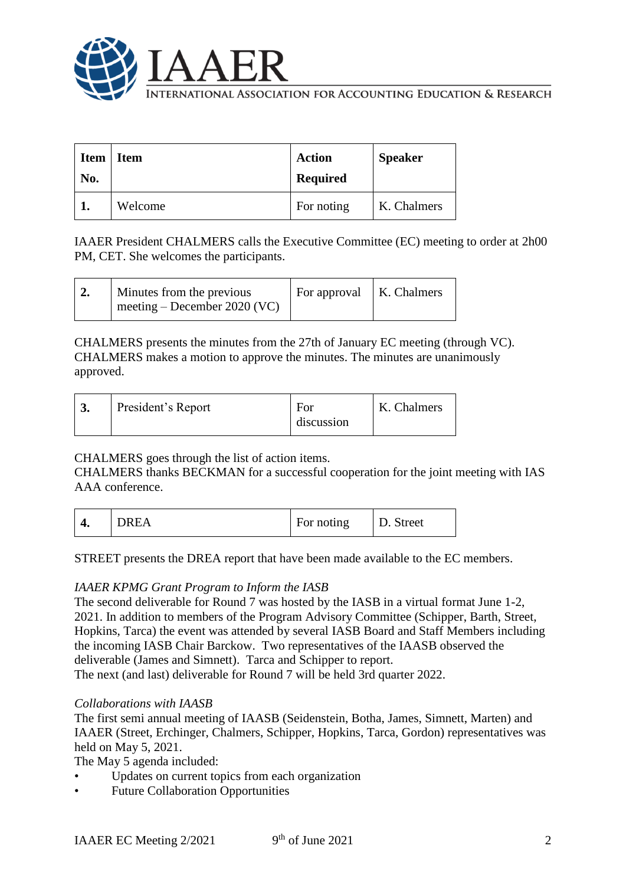| Item No. | Item | Action Required | Speaker |
|---|---|---|---|
| **1.** | Welcome | For noting | K. Chalmers |

IAAER President CHALMERS calls the Executive Committee (EC) meeting to order at 2h00 PM, CET. She welcomes the participants.

| | | | |
|---|---|---|---|
| **2.** | Minutes from the previous meeting – December 2020 (VC) | For approval | K. Chalmers |

CHALMERS presents the minutes from the 27th of January EC meeting (through VC). CHALMERS makes a motion to approve the minutes. The minutes are unanimously approved.

| | | | |
|---|---|---|---|
| **3.** | President's Report | For discussion | K. Chalmers |

CHALMERS goes through the list of action items.
CHALMERS thanks BECKMAN for a successful cooperation for the joint meeting with IAS AAA conference.

| | | | |
|---|---|---|---|
| **4.** | DREA | For noting | D. Street |

STREET presents the DREA report that have been made available to the EC members.

*IAAER KPMG Grant Program to Inform the IASB*
The second deliverable for Round 7 was hosted by the IASB in a virtual format June 1-2, 2021. In addition to members of the Program Advisory Committee (Schipper, Barth, Street, Hopkins, Tarca) the event was attended by several IASB Board and Staff Members including the incoming IASB Chair Barckow. Two representatives of the IAASB observed the deliverable (James and Simnett). Tarca and Schipper to report.
The next (and last) deliverable for Round 7 will be held 3rd quarter 2022.

*Collaborations with IAASB*
The first semi annual meeting of IAASB (Seidenstein, Botha, James, Simnett, Marten) and IAAER (Street, Erchinger, Chalmers, Schipper, Hopkins, Tarca, Gordon) representatives was held on May 5, 2021.
The May 5 agenda included:

- Updates on current topics from each organization
- Future Collaboration Opportunities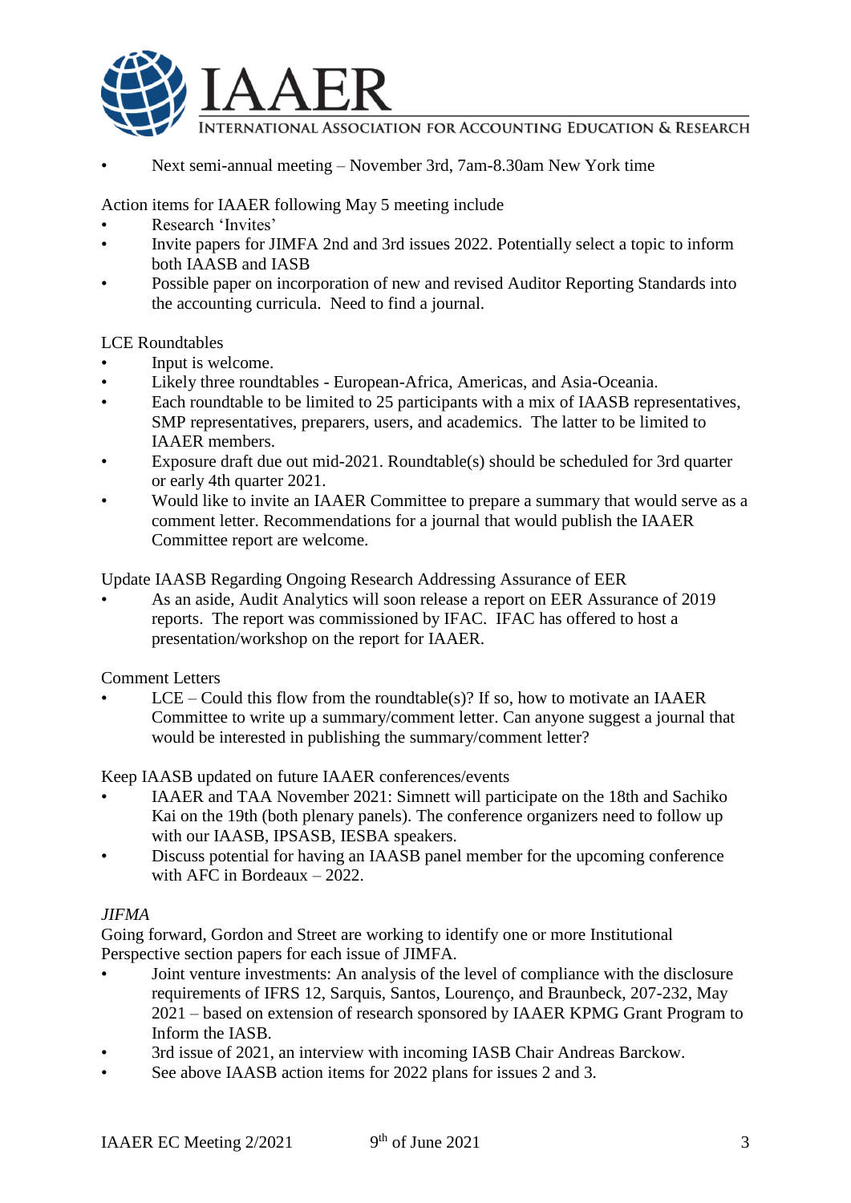- Next semi-annual meeting – November 3rd, 7am-8.30am New York time

Action items for IAAER following May 5 meeting include

- Research 'Invites'
- Invite papers for JIMFA 2nd and 3rd issues 2022. Potentially select a topic to inform both IAASB and IASB
- Possible paper on incorporation of new and revised Auditor Reporting Standards into the accounting curricula. Need to find a journal.

LCE Roundtables

- Input is welcome.
- Likely three roundtables - European-Africa, Americas, and Asia-Oceania.
- Each roundtable to be limited to 25 participants with a mix of IAASB representatives, SMP representatives, preparers, users, and academics. The latter to be limited to IAAER members.
- Exposure draft due out mid-2021. Roundtable(s) should be scheduled for 3rd quarter or early 4th quarter 2021.
- Would like to invite an IAAER Committee to prepare a summary that would serve as a comment letter. Recommendations for a journal that would publish the IAAER Committee report are welcome.

Update IAASB Regarding Ongoing Research Addressing Assurance of EER

- As an aside, Audit Analytics will soon release a report on EER Assurance of 2019 reports. The report was commissioned by IFAC. IFAC has offered to host a presentation/workshop on the report for IAAER.

Comment Letters

- LCE – Could this flow from the roundtable(s)? If so, how to motivate an IAAER Committee to write up a summary/comment letter. Can anyone suggest a journal that would be interested in publishing the summary/comment letter?

Keep IAASB updated on future IAAER conferences/events

- IAAER and TAA November 2021: Simnett will participate on the 18th and Sachiko Kai on the 19th (both plenary panels). The conference organizers need to follow up with our IAASB, IPSASB, IESBA speakers.
- Discuss potential for having an IAASB panel member for the upcoming conference with AFC in Bordeaux – 2022.

*JIFMA*

Going forward, Gordon and Street are working to identify one or more Institutional Perspective section papers for each issue of JIMFA.

- Joint venture investments: An analysis of the level of compliance with the disclosure requirements of IFRS 12, Sarquis, Santos, Lourenço, and Braunbeck, 207-232, May 2021 – based on extension of research sponsored by IAAER KPMG Grant Program to Inform the IASB.
- 3rd issue of 2021, an interview with incoming IASB Chair Andreas Barckow.
- See above IAASB action items for 2022 plans for issues 2 and 3.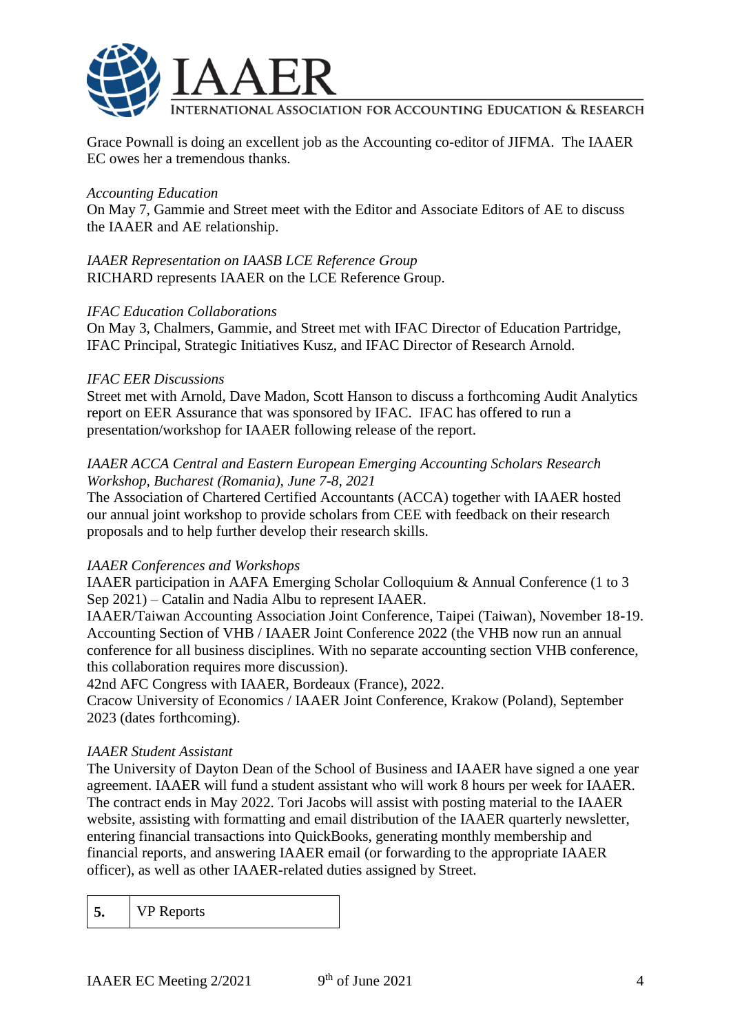Grace Pownall is doing an excellent job as the Accounting co-editor of JIFMA. The IAAER EC owes her a tremendous thanks.

*Accounting Education*
On May 7, Gammie and Street meet with the Editor and Associate Editors of AE to discuss the IAAER and AE relationship.

*IAAER Representation on IAASB LCE Reference Group*
RICHARD represents IAAER on the LCE Reference Group.

*IFAC Education Collaborations*
On May 3, Chalmers, Gammie, and Street met with IFAC Director of Education Partridge, IFAC Principal, Strategic Initiatives Kusz, and IFAC Director of Research Arnold.

*IFAC EER Discussions*
Street met with Arnold, Dave Madon, Scott Hanson to discuss a forthcoming Audit Analytics report on EER Assurance that was sponsored by IFAC. IFAC has offered to run a presentation/workshop for IAAER following release of the report.

*IAAER ACCA Central and Eastern European Emerging Accounting Scholars Research Workshop, Bucharest (Romania), June 7-8, 2021*
The Association of Chartered Certified Accountants (ACCA) together with IAAER hosted our annual joint workshop to provide scholars from CEE with feedback on their research proposals and to help further develop their research skills.

*IAAER Conferences and Workshops*
IAAER participation in AAFA Emerging Scholar Colloquium & Annual Conference (1 to 3 Sep 2021) – Catalin and Nadia Albu to represent IAAER.
IAAER/Taiwan Accounting Association Joint Conference, Taipei (Taiwan), November 18-19.
Accounting Section of VHB / IAAER Joint Conference 2022 (the VHB now run an annual conference for all business disciplines. With no separate accounting section VHB conference, this collaboration requires more discussion).
42nd AFC Congress with IAAER, Bordeaux (France), 2022.
Cracow University of Economics / IAAER Joint Conference, Krakow (Poland), September 2023 (dates forthcoming).

*IAAER Student Assistant*
The University of Dayton Dean of the School of Business and IAAER have signed a one year agreement. IAAER will fund a student assistant who will work 8 hours per week for IAAER. The contract ends in May 2022. Tori Jacobs will assist with posting material to the IAAER website, assisting with formatting and email distribution of the IAAER quarterly newsletter, entering financial transactions into QuickBooks, generating monthly membership and financial reports, and answering IAAER email (or forwarding to the appropriate IAAER officer), as well as other IAAER-related duties assigned by Street.

| **5.** | VP Reports |
|---|---|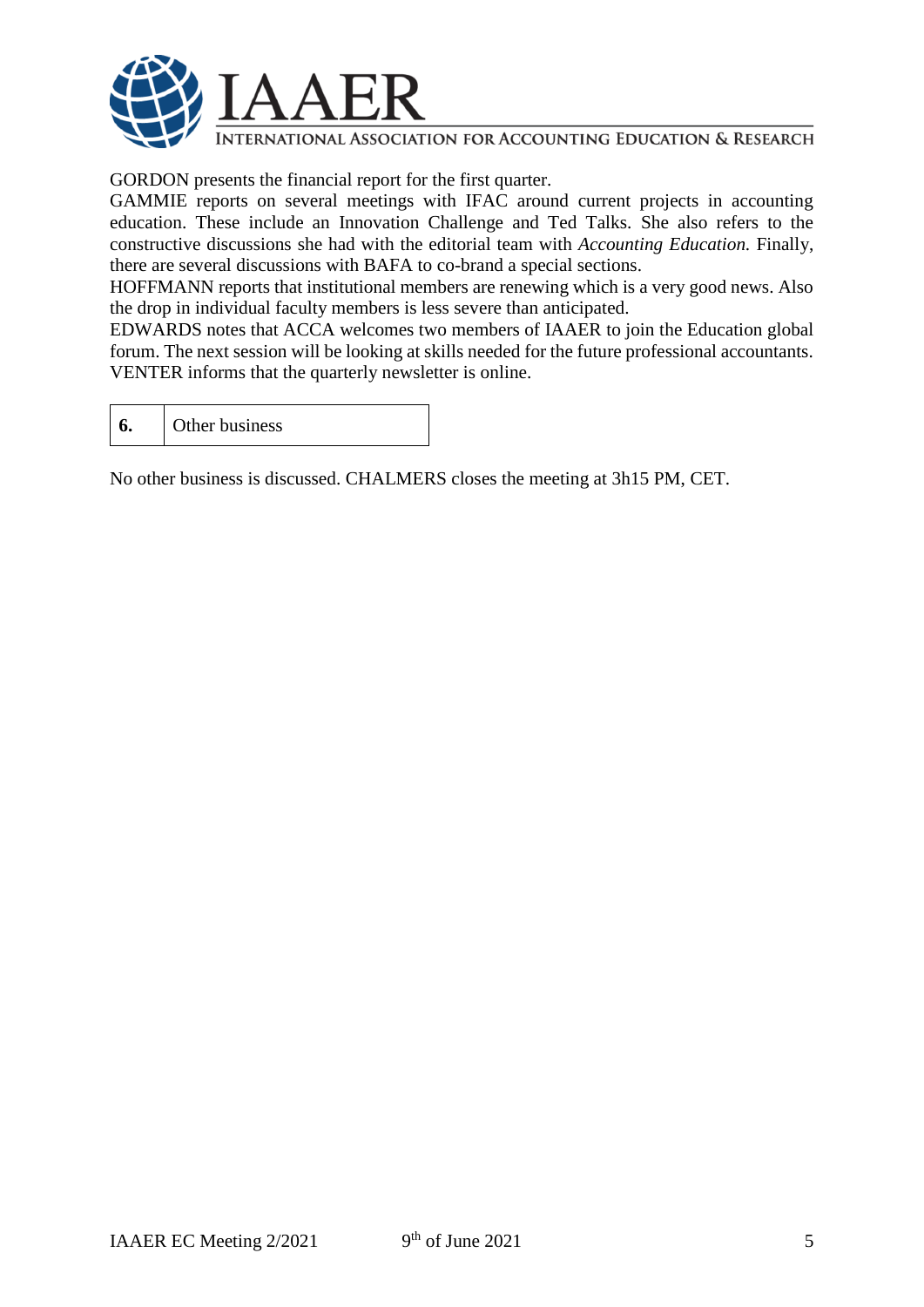GORDON presents the financial report for the first quarter.
GAMMIE reports on several meetings with IFAC around current projects in accounting education. These include an Innovation Challenge and Ted Talks. She also refers to the constructive discussions she had with the editorial team with *Accounting Education.* Finally, there are several discussions with BAFA to co-brand a special sections.
HOFFMANN reports that institutional members are renewing which is a very good news. Also the drop in individual faculty members is less severe than anticipated.
EDWARDS notes that ACCA welcomes two members of IAAER to join the Education global forum. The next session will be looking at skills needed for the future professional accountants.
VENTER informs that the quarterly newsletter is online.

| | |
|---|---|
| **6.** | Other business |

No other business is discussed. CHALMERS closes the meeting at 3h15 PM, CET.